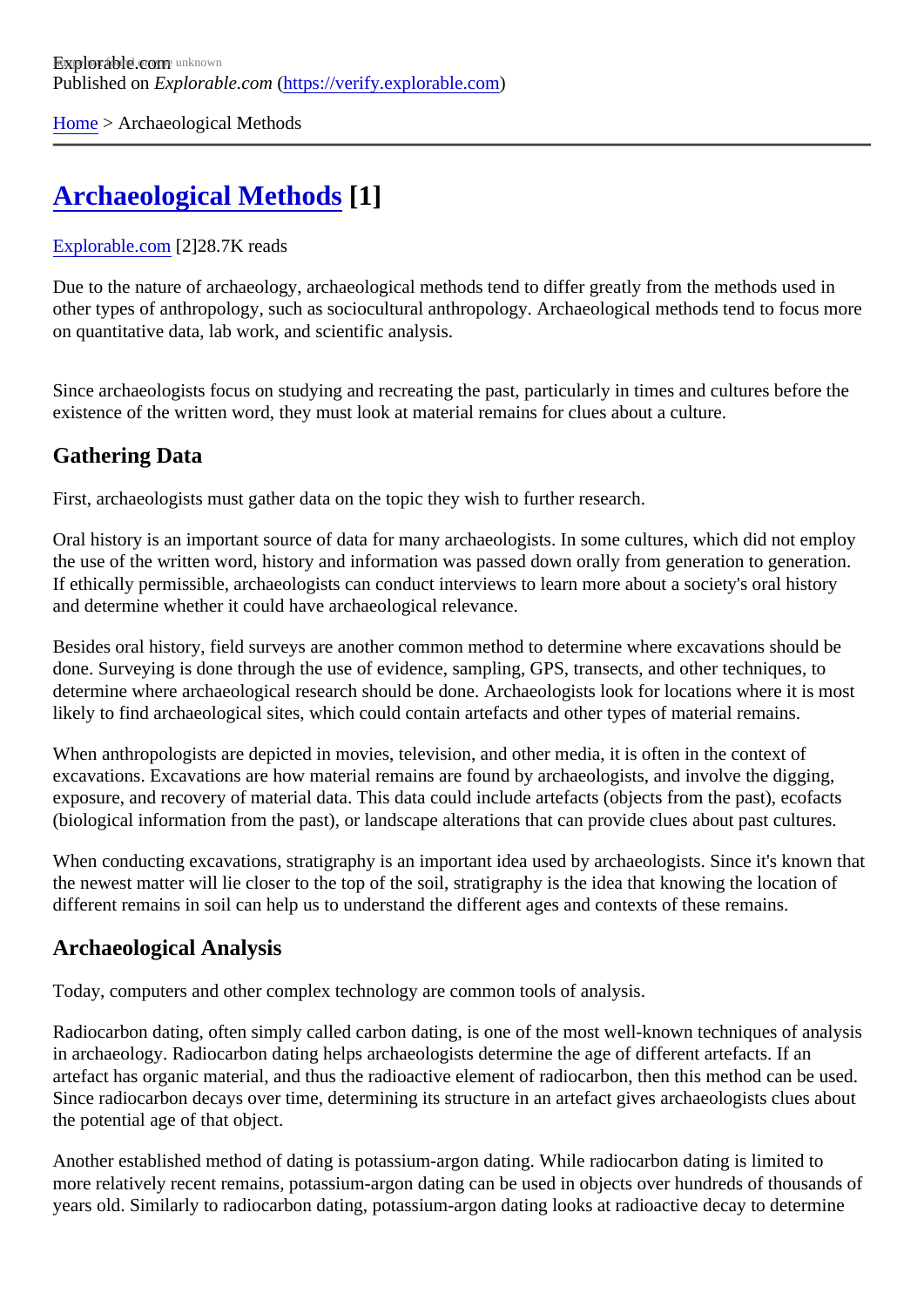Explorable.com
Published on *Explorable.com* (https://verify.explorable.com)

Home > Archaeological Methods

# Archaeological Methods [1]

Explorable.com [2]28.7K reads

Due to the nature of archaeology, archaeological methods tend to differ greatly from the methods used in other types of anthropology, such as sociocultural anthropology. Archaeological methods tend to focus more on quantitative data, lab work, and scientific analysis.

Since archaeologists focus on studying and recreating the past, particularly in times and cultures before the existence of the written word, they must look at material remains for clues about a culture.

## Gathering Data

First, archaeologists must gather data on the topic they wish to further research.

Oral history is an important source of data for many archaeologists. In some cultures, which did not employ the use of the written word, history and information was passed down orally from generation to generation. If ethically permissible, archaeologists can conduct interviews to learn more about a society's oral history and determine whether it could have archaeological relevance.

Besides oral history, field surveys are another common method to determine where excavations should be done. Surveying is done through the use of evidence, sampling, GPS, transects, and other techniques, to determine where archaeological research should be done. Archaeologists look for locations where it is most likely to find archaeological sites, which could contain artefacts and other types of material remains.

When anthropologists are depicted in movies, television, and other media, it is often in the context of excavations. Excavations are how material remains are found by archaeologists, and involve the digging, exposure, and recovery of material data. This data could include artefacts (objects from the past), ecofacts (biological information from the past), or landscape alterations that can provide clues about past cultures.

When conducting excavations, stratigraphy is an important idea used by archaeologists. Since it's known that the newest matter will lie closer to the top of the soil, stratigraphy is the idea that knowing the location of different remains in soil can help us to understand the different ages and contexts of these remains.

## Archaeological Analysis

Today, computers and other complex technology are common tools of analysis.

Radiocarbon dating, often simply called carbon dating, is one of the most well-known techniques of analysis in archaeology. Radiocarbon dating helps archaeologists determine the age of different artefacts. If an artefact has organic material, and thus the radioactive element of radiocarbon, then this method can be used. Since radiocarbon decays over time, determining its structure in an artefact gives archaeologists clues about the potential age of that object.

Another established method of dating is potassium-argon dating. While radiocarbon dating is limited to more relatively recent remains, potassium-argon dating can be used in objects over hundreds of thousands of years old. Similarly to radiocarbon dating, potassium-argon dating looks at radioactive decay to determine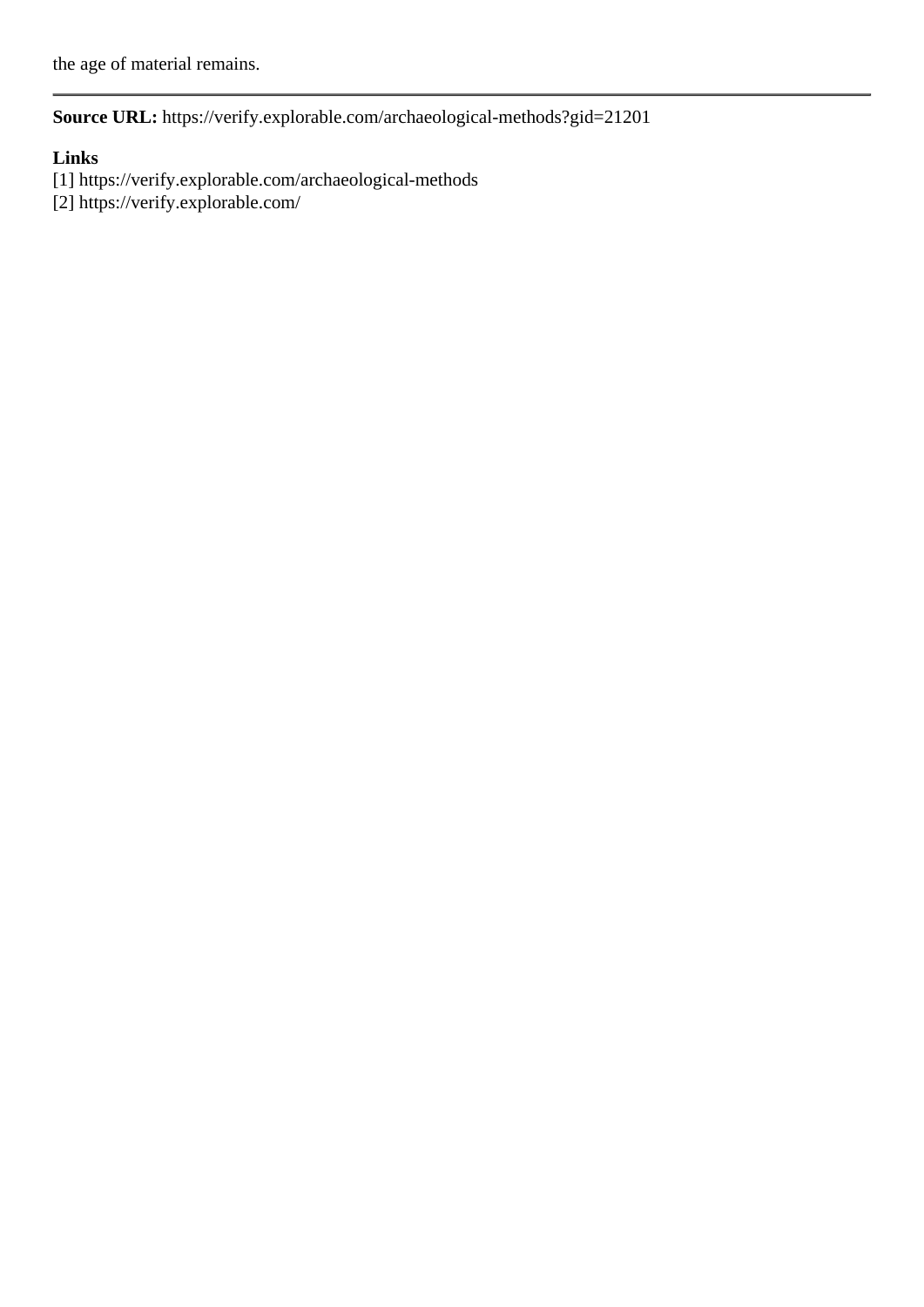the age of material remains.

---

**Source URL:** https://verify.explorable.com/archaeological-methods?gid=21201

**Links**

[1] https://verify.explorable.com/archaeological-methods

[2] https://verify.explorable.com/